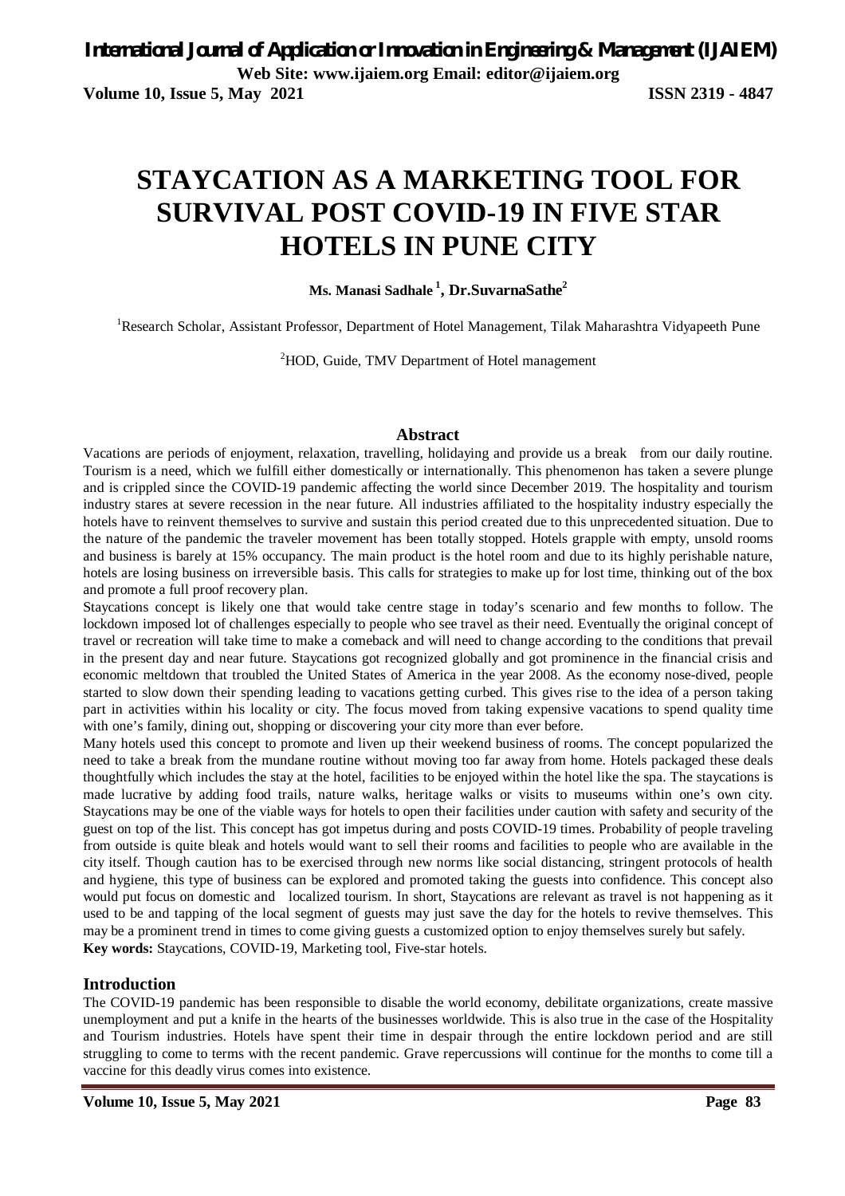# STAYCATION AS A MARKETING TOOL FOR SURVIVAL POST COVID-19 IN FIVE STAR HOTELS IN PUNE CITY

**Ms. Manasi Sadhale [1], Dr.SuvarnaSathe[2]**

[1]Research Scholar, Assistant Professor, Department of Hotel Management, Tilak Maharashtra Vidyapeeth Pune

[2]HOD, Guide, TMV Department of Hotel management

## Abstract

Vacations are periods of enjoyment, relaxation, travelling, holidaying and provide us a break from our daily routine. Tourism is a need, which we fulfill either domestically or internationally. This phenomenon has taken a severe plunge and is crippled since the COVID-19 pandemic affecting the world since December 2019. The hospitality and tourism industry stares at severe recession in the near future. All industries affiliated to the hospitality industry especially the hotels have to reinvent themselves to survive and sustain this period created due to this unprecedented situation. Due to the nature of the pandemic the traveler movement has been totally stopped. Hotels grapple with empty, unsold rooms and business is barely at 15% occupancy. The main product is the hotel room and due to its highly perishable nature, hotels are losing business on irreversible basis. This calls for strategies to make up for lost time, thinking out of the box and promote a full proof recovery plan.

Staycations concept is likely one that would take centre stage in today's scenario and few months to follow. The lockdown imposed lot of challenges especially to people who see travel as their need. Eventually the original concept of travel or recreation will take time to make a comeback and will need to change according to the conditions that prevail in the present day and near future. Staycations got recognized globally and got prominence in the financial crisis and economic meltdown that troubled the United States of America in the year 2008. As the economy nose-dived, people started to slow down their spending leading to vacations getting curbed. This gives rise to the idea of a person taking part in activities within his locality or city. The focus moved from taking expensive vacations to spend quality time with one's family, dining out, shopping or discovering your city more than ever before.

Many hotels used this concept to promote and liven up their weekend business of rooms. The concept popularized the need to take a break from the mundane routine without moving too far away from home. Hotels packaged these deals thoughtfully which includes the stay at the hotel, facilities to be enjoyed within the hotel like the spa. The staycations is made lucrative by adding food trails, nature walks, heritage walks or visits to museums within one's own city. Staycations may be one of the viable ways for hotels to open their facilities under caution with safety and security of the guest on top of the list. This concept has got impetus during and posts COVID-19 times. Probability of people traveling from outside is quite bleak and hotels would want to sell their rooms and facilities to people who are available in the city itself. Though caution has to be exercised through new norms like social distancing, stringent protocols of health and hygiene, this type of business can be explored and promoted taking the guests into confidence. This concept also would put focus on domestic and localized tourism. In short, Staycations are relevant as travel is not happening as it used to be and tapping of the local segment of guests may just save the day for the hotels to revive themselves. This may be a prominent trend in times to come giving guests a customized option to enjoy themselves surely but safely.

**Key words:** Staycations, COVID-19, Marketing tool, Five-star hotels.

## Introduction

The COVID-19 pandemic has been responsible to disable the world economy, debilitate organizations, create massive unemployment and put a knife in the hearts of the businesses worldwide. This is also true in the case of the Hospitality and Tourism industries. Hotels have spent their time in despair through the entire lockdown period and are still struggling to come to terms with the recent pandemic. Grave repercussions will continue for the months to come till a vaccine for this deadly virus comes into existence.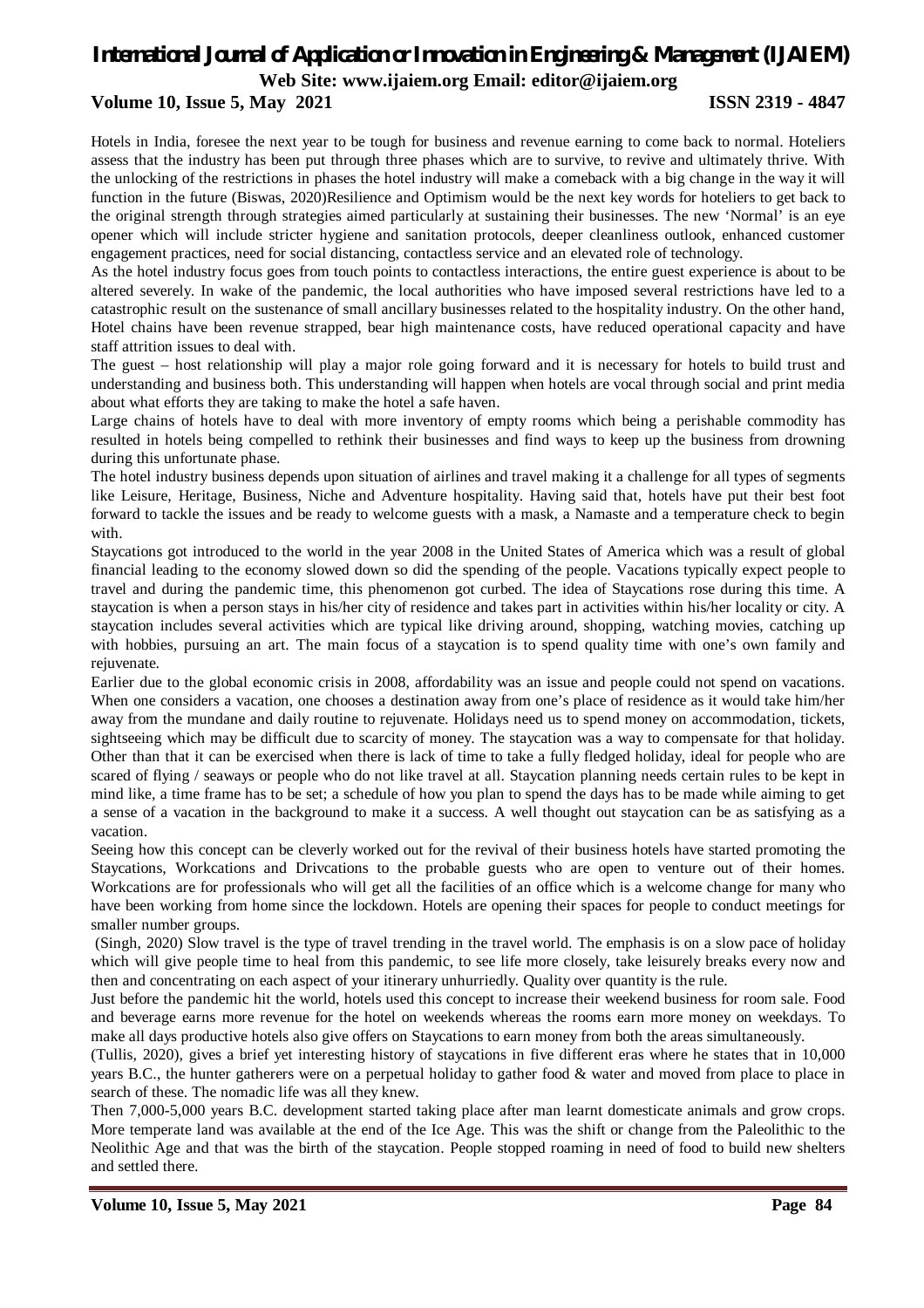Hotels in India, foresee the next year to be tough for business and revenue earning to come back to normal. Hoteliers assess that the industry has been put through three phases which are to survive, to revive and ultimately thrive. With the unlocking of the restrictions in phases the hotel industry will make a comeback with a big change in the way it will function in the future (Biswas, 2020)Resilience and Optimism would be the next key words for hoteliers to get back to the original strength through strategies aimed particularly at sustaining their businesses. The new 'Normal' is an eye opener which will include stricter hygiene and sanitation protocols, deeper cleanliness outlook, enhanced customer engagement practices, need for social distancing, contactless service and an elevated role of technology.

As the hotel industry focus goes from touch points to contactless interactions, the entire guest experience is about to be altered severely. In wake of the pandemic, the local authorities who have imposed several restrictions have led to a catastrophic result on the sustenance of small ancillary businesses related to the hospitality industry. On the other hand, Hotel chains have been revenue strapped, bear high maintenance costs, have reduced operational capacity and have staff attrition issues to deal with.

The guest – host relationship will play a major role going forward and it is necessary for hotels to build trust and understanding and business both. This understanding will happen when hotels are vocal through social and print media about what efforts they are taking to make the hotel a safe haven.

Large chains of hotels have to deal with more inventory of empty rooms which being a perishable commodity has resulted in hotels being compelled to rethink their businesses and find ways to keep up the business from drowning during this unfortunate phase.

The hotel industry business depends upon situation of airlines and travel making it a challenge for all types of segments like Leisure, Heritage, Business, Niche and Adventure hospitality. Having said that, hotels have put their best foot forward to tackle the issues and be ready to welcome guests with a mask, a Namaste and a temperature check to begin with.

Staycations got introduced to the world in the year 2008 in the United States of America which was a result of global financial leading to the economy slowed down so did the spending of the people. Vacations typically expect people to travel and during the pandemic time, this phenomenon got curbed. The idea of Staycations rose during this time. A staycation is when a person stays in his/her city of residence and takes part in activities within his/her locality or city. A staycation includes several activities which are typical like driving around, shopping, watching movies, catching up with hobbies, pursuing an art. The main focus of a staycation is to spend quality time with one's own family and rejuvenate.

Earlier due to the global economic crisis in 2008, affordability was an issue and people could not spend on vacations. When one considers a vacation, one chooses a destination away from one's place of residence as it would take him/her away from the mundane and daily routine to rejuvenate. Holidays need us to spend money on accommodation, tickets, sightseeing which may be difficult due to scarcity of money. The staycation was a way to compensate for that holiday. Other than that it can be exercised when there is lack of time to take a fully fledged holiday, ideal for people who are scared of flying / seaways or people who do not like travel at all. Staycation planning needs certain rules to be kept in mind like, a time frame has to be set; a schedule of how you plan to spend the days has to be made while aiming to get a sense of a vacation in the background to make it a success. A well thought out staycation can be as satisfying as a vacation.

Seeing how this concept can be cleverly worked out for the revival of their business hotels have started promoting the Staycations, Workcations and Drivcations to the probable guests who are open to venture out of their homes. Workcations are for professionals who will get all the facilities of an office which is a welcome change for many who have been working from home since the lockdown. Hotels are opening their spaces for people to conduct meetings for smaller number groups.

(Singh, 2020) Slow travel is the type of travel trending in the travel world. The emphasis is on a slow pace of holiday which will give people time to heal from this pandemic, to see life more closely, take leisurely breaks every now and then and concentrating on each aspect of your itinerary unhurriedly. Quality over quantity is the rule.

Just before the pandemic hit the world, hotels used this concept to increase their weekend business for room sale. Food and beverage earns more revenue for the hotel on weekends whereas the rooms earn more money on weekdays. To make all days productive hotels also give offers on Staycations to earn money from both the areas simultaneously.

(Tullis, 2020), gives a brief yet interesting history of staycations in five different eras where he states that in 10,000 years B.C., the hunter gatherers were on a perpetual holiday to gather food & water and moved from place to place in search of these. The nomadic life was all they knew.

Then 7,000-5,000 years B.C. development started taking place after man learnt domesticate animals and grow crops. More temperate land was available at the end of the Ice Age. This was the shift or change from the Paleolithic to the Neolithic Age and that was the birth of the staycation. People stopped roaming in need of food to build new shelters and settled there.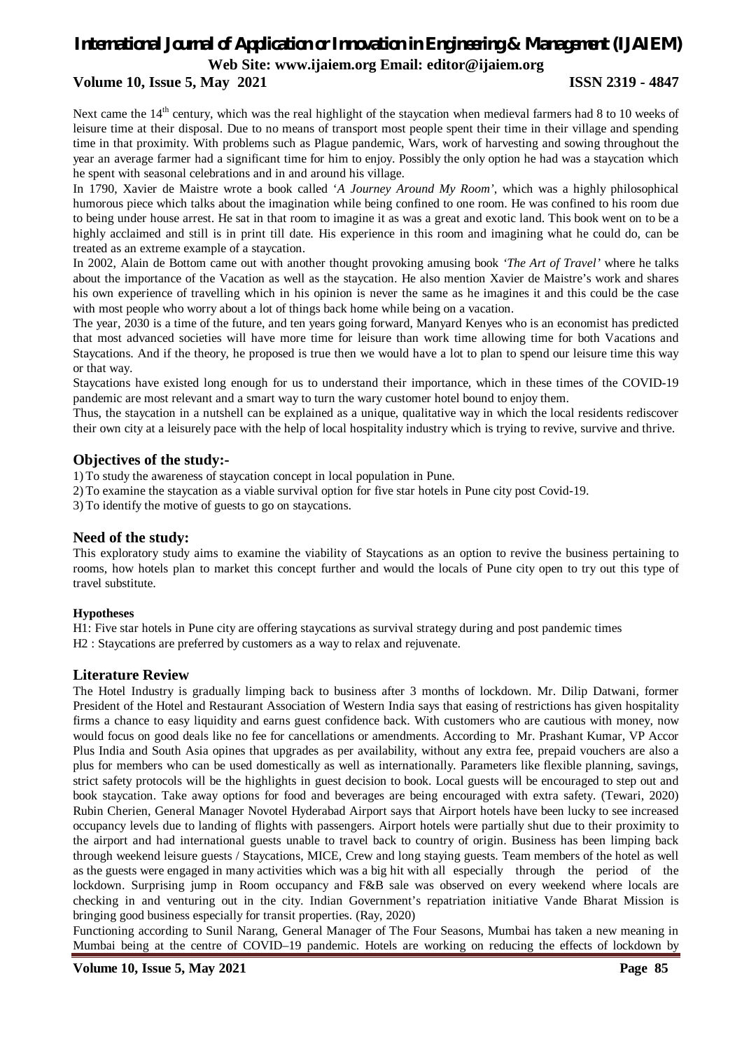Next came the 14th century, which was the real highlight of the staycation when medieval farmers had 8 to 10 weeks of leisure time at their disposal. Due to no means of transport most people spent their time in their village and spending time in that proximity. With problems such as Plague pandemic, Wars, work of harvesting and sowing throughout the year an average farmer had a significant time for him to enjoy. Possibly the only option he had was a staycation which he spent with seasonal celebrations and in and around his village.

In 1790, Xavier de Maistre wrote a book called '*A Journey Around My Room*', which was a highly philosophical humorous piece which talks about the imagination while being confined to one room. He was confined to his room due to being under house arrest. He sat in that room to imagine it as was a great and exotic land. This book went on to be a highly acclaimed and still is in print till date. His experience in this room and imagining what he could do, can be treated as an extreme example of a staycation.

In 2002, Alain de Bottom came out with another thought provoking amusing book *'The Art of Travel'* where he talks about the importance of the Vacation as well as the staycation. He also mention Xavier de Maistre's work and shares his own experience of travelling which in his opinion is never the same as he imagines it and this could be the case with most people who worry about a lot of things back home while being on a vacation.

The year, 2030 is a time of the future, and ten years going forward, Manyard Kenyes who is an economist has predicted that most advanced societies will have more time for leisure than work time allowing time for both Vacations and Staycations. And if the theory, he proposed is true then we would have a lot to plan to spend our leisure time this way or that way.

Staycations have existed long enough for us to understand their importance, which in these times of the COVID-19 pandemic are most relevant and a smart way to turn the wary customer hotel bound to enjoy them.

Thus, the staycation in a nutshell can be explained as a unique, qualitative way in which the local residents rediscover their own city at a leisurely pace with the help of local hospitality industry which is trying to revive, survive and thrive.

## Objectives of the study:-

1) To study the awareness of staycation concept in local population in Pune.
2) To examine the staycation as a viable survival option for five star hotels in Pune city post Covid-19.
3) To identify the motive of guests to go on staycations.

## Need of the study:

This exploratory study aims to examine the viability of Staycations as an option to revive the business pertaining to rooms, how hotels plan to market this concept further and would the locals of Pune city open to try out this type of travel substitute.

#### Hypotheses

H1: Five star hotels in Pune city are offering staycations as survival strategy during and post pandemic times

H2 : Staycations are preferred by customers as a way to relax and rejuvenate.

## Literature Review

The Hotel Industry is gradually limping back to business after 3 months of lockdown. Mr. Dilip Datwani, former President of the Hotel and Restaurant Association of Western India says that easing of restrictions has given hospitality firms a chance to easy liquidity and earns guest confidence back. With customers who are cautious with money, now would focus on good deals like no fee for cancellations or amendments. According to Mr. Prashant Kumar, VP Accor Plus India and South Asia opines that upgrades as per availability, without any extra fee, prepaid vouchers are also a plus for members who can be used domestically as well as internationally. Parameters like flexible planning, savings, strict safety protocols will be the highlights in guest decision to book. Local guests will be encouraged to step out and book staycation. Take away options for food and beverages are being encouraged with extra safety. (Tewari, 2020)

Rubin Cherien, General Manager Novotel Hyderabad Airport says that Airport hotels have been lucky to see increased occupancy levels due to landing of flights with passengers. Airport hotels were partially shut due to their proximity to the airport and had international guests unable to travel back to country of origin. Business has been limping back through weekend leisure guests / Staycations, MICE, Crew and long staying guests. Team members of the hotel as well as the guests were engaged in many activities which was a big hit with all especially through the period of the lockdown. Surprising jump in Room occupancy and F&B sale was observed on every weekend where locals are checking in and venturing out in the city. Indian Government's repatriation initiative Vande Bharat Mission is bringing good business especially for transit properties. (Ray, 2020)

Functioning according to Sunil Narang, General Manager of The Four Seasons, Mumbai has taken a new meaning in Mumbai being at the centre of COVID–19 pandemic. Hotels are working on reducing the effects of lockdown by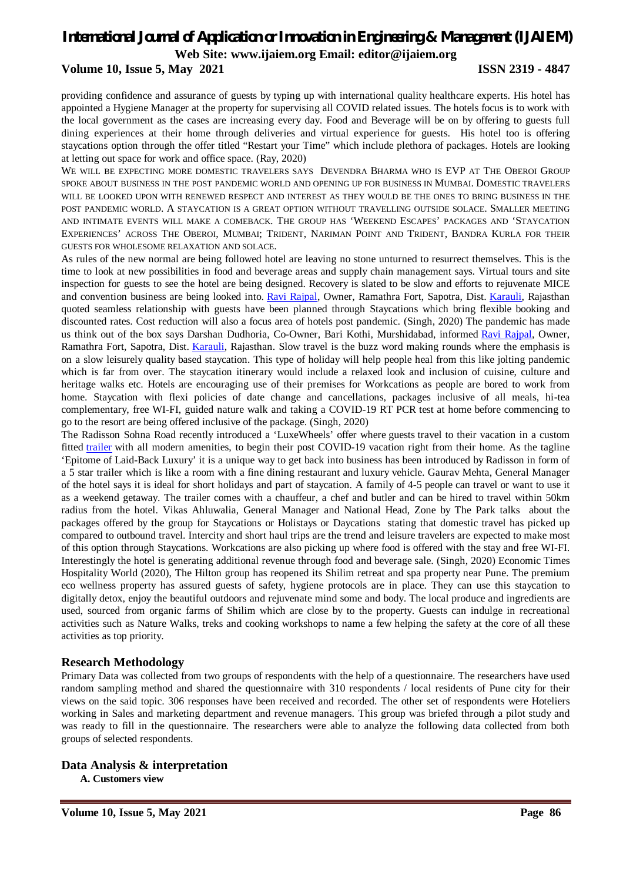providing confidence and assurance of guests by typing up with international quality healthcare experts. His hotel has appointed a Hygiene Manager at the property for supervising all COVID related issues. The hotels focus is to work with the local government as the cases are increasing every day. Food and Beverage will be on by offering to guests full dining experiences at their home through deliveries and virtual experience for guests. His hotel too is offering staycations option through the offer titled "Restart your Time" which include plethora of packages. Hotels are looking at letting out space for work and office space. (Ray, 2020)

WE WILL BE EXPECTING MORE DOMESTIC TRAVELERS SAYS DEVENDRA BHARMA WHO IS EVP AT THE OBEROI GROUP SPOKE ABOUT BUSINESS IN THE POST PANDEMIC WORLD AND OPENING UP FOR BUSINESS IN MUMBAI. DOMESTIC TRAVELERS WILL BE LOOKED UPON WITH RENEWED RESPECT AND INTEREST AS THEY WOULD BE THE ONES TO BRING BUSINESS IN THE POST PANDEMIC WORLD. A STAYCATION IS A GREAT OPTION WITHOUT TRAVELLING OUTSIDE SOLACE. SMALLER MEETING AND INTIMATE EVENTS WILL MAKE A COMEBACK. THE GROUP HAS 'WEEKEND ESCAPES' PACKAGES AND 'STAYCATION EXPERIENCES' ACROSS THE OBEROI, MUMBAI; TRIDENT, NARIMAN POINT AND TRIDENT, BANDRA KURLA FOR THEIR GUESTS FOR WHOLESOME RELAXATION AND SOLACE.

As rules of the new normal are being followed hotel are leaving no stone unturned to resurrect themselves. This is the time to look at new possibilities in food and beverage areas and supply chain management says. Virtual tours and site inspection for guests to see the hotel are being designed. Recovery is slated to be slow and efforts to rejuvenate MICE and convention business are being looked into. Ravi Rajpal, Owner, Ramathra Fort, Sapotra, Dist. Karauli, Rajasthan quoted seamless relationship with guests have been planned through Staycations which bring flexible booking and discounted rates. Cost reduction will also a focus area of hotels post pandemic. (Singh, 2020) The pandemic has made us think out of the box says Darshan Dudhoria, Co-Owner, Bari Kothi, Murshidabad, informed Ravi Rajpal, Owner, Ramathra Fort, Sapotra, Dist. Karauli, Rajasthan. Slow travel is the buzz word making rounds where the emphasis is on a slow leisurely quality based staycation. This type of holiday will help people heal from this like jolting pandemic which is far from over. The staycation itinerary would include a relaxed look and inclusion of cuisine, culture and heritage walks etc. Hotels are encouraging use of their premises for Workcations as people are bored to work from home. Staycation with flexi policies of date change and cancellations, packages inclusive of all meals, hi-tea complementary, free WI-FI, guided nature walk and taking a COVID-19 RT PCR test at home before commencing to go to the resort are being offered inclusive of the package. (Singh, 2020)

The Radisson Sohna Road recently introduced a 'LuxeWheels' offer where guests travel to their vacation in a custom fitted trailer with all modern amenities, to begin their post COVID-19 vacation right from their home. As the tagline 'Epitome of Laid-Back Luxury' it is a unique way to get back into business has been introduced by Radisson in form of a 5 star trailer which is like a room with a fine dining restaurant and luxury vehicle. Gaurav Mehta, General Manager of the hotel says it is ideal for short holidays and part of staycation. A family of 4-5 people can travel or want to use it as a weekend getaway. The trailer comes with a chauffeur, a chef and butler and can be hired to travel within 50km radius from the hotel. Vikas Ahluwalia, General Manager and National Head, Zone by The Park talks about the packages offered by the group for Staycations or Holistays or Daycations stating that domestic travel has picked up compared to outbound travel. Intercity and short haul trips are the trend and leisure travelers are expected to make most of this option through Staycations. Workcations are also picking up where food is offered with the stay and free WI-FI. Interestingly the hotel is generating additional revenue through food and beverage sale. (Singh, 2020) Economic Times Hospitality World (2020), The Hilton group has reopened its Shilim retreat and spa property near Pune. The premium eco wellness property has assured guests of safety, hygiene protocols are in place. They can use this staycation to digitally detox, enjoy the beautiful outdoors and rejuvenate mind some and body. The local produce and ingredients are used, sourced from organic farms of Shilim which are close by to the property. Guests can indulge in recreational activities such as Nature Walks, treks and cooking workshops to name a few helping the safety at the core of all these activities as top priority.

## Research Methodology

Primary Data was collected from two groups of respondents with the help of a questionnaire. The researchers have used random sampling method and shared the questionnaire with 310 respondents / local residents of Pune city for their views on the said topic. 306 responses have been received and recorded. The other set of respondents were Hoteliers working in Sales and marketing department and revenue managers. This group was briefed through a pilot study and was ready to fill in the questionnaire. The researchers were able to analyze the following data collected from both groups of selected respondents.

## Data Analysis & interpretation

**A. Customers view**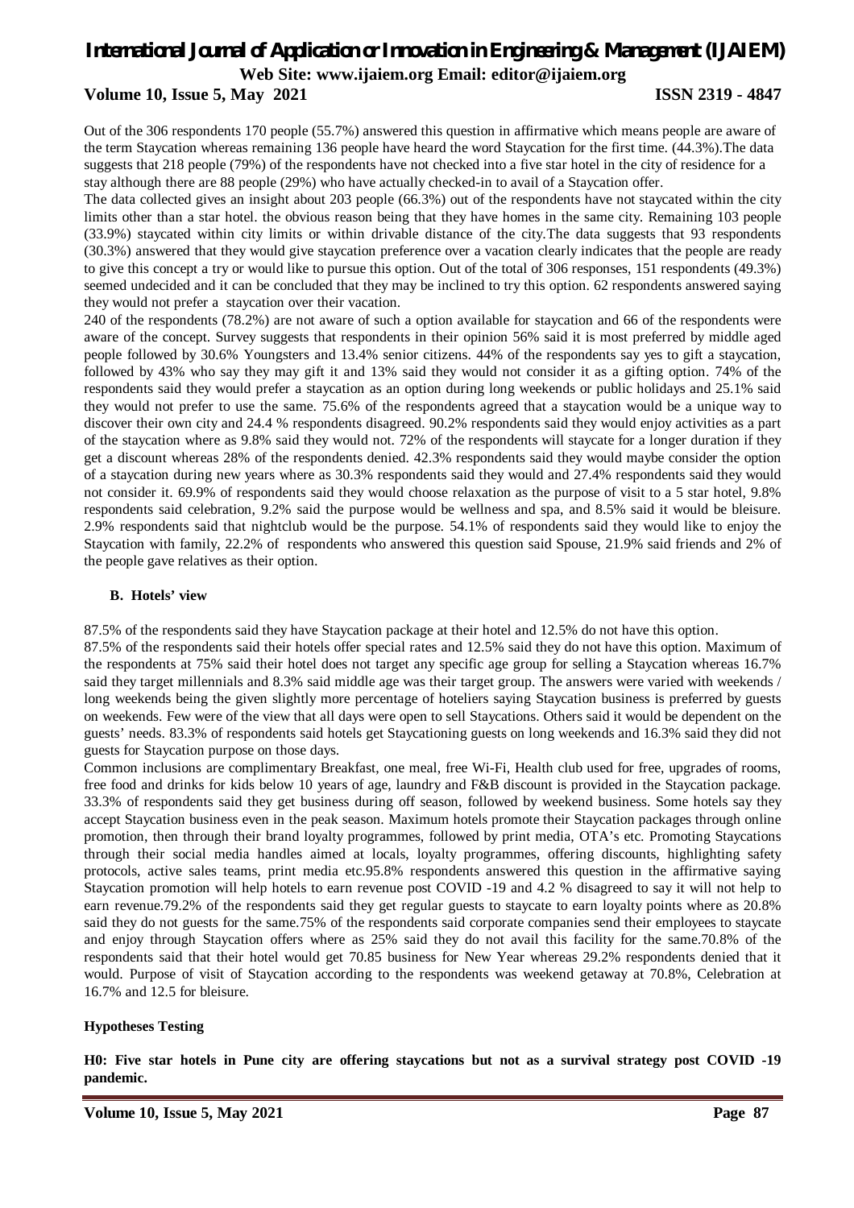Out of the 306 respondents 170 people (55.7%) answered this question in affirmative which means people are aware of the term Staycation whereas remaining 136 people have heard the word Staycation for the first time. (44.3%).The data suggests that 218 people (79%) of the respondents have not checked into a five star hotel in the city of residence for a stay although there are 88 people (29%) who have actually checked-in to avail of a Staycation offer.

The data collected gives an insight about 203 people (66.3%) out of the respondents have not staycated within the city limits other than a star hotel. the obvious reason being that they have homes in the same city. Remaining 103 people (33.9%) staycated within city limits or within drivable distance of the city.The data suggests that 93 respondents (30.3%) answered that they would give staycation preference over a vacation clearly indicates that the people are ready to give this concept a try or would like to pursue this option. Out of the total of 306 responses, 151 respondents (49.3%) seemed undecided and it can be concluded that they may be inclined to try this option. 62 respondents answered saying they would not prefer a staycation over their vacation.

240 of the respondents (78.2%) are not aware of such a option available for staycation and 66 of the respondents were aware of the concept. Survey suggests that respondents in their opinion 56% said it is most preferred by middle aged people followed by 30.6% Youngsters and 13.4% senior citizens. 44% of the respondents say yes to gift a staycation, followed by 43% who say they may gift it and 13% said they would not consider it as a gifting option. 74% of the respondents said they would prefer a staycation as an option during long weekends or public holidays and 25.1% said they would not prefer to use the same. 75.6% of the respondents agreed that a staycation would be a unique way to discover their own city and 24.4 % respondents disagreed. 90.2% respondents said they would enjoy activities as a part of the staycation where as 9.8% said they would not. 72% of the respondents will staycate for a longer duration if they get a discount whereas 28% of the respondents denied. 42.3% respondents said they would maybe consider the option of a staycation during new years where as 30.3% respondents said they would and 27.4% respondents said they would not consider it. 69.9% of respondents said they would choose relaxation as the purpose of visit to a 5 star hotel, 9.8% respondents said celebration, 9.2% said the purpose would be wellness and spa, and 8.5% said it would be bleisure. 2.9% respondents said that nightclub would be the purpose. 54.1% of respondents said they would like to enjoy the Staycation with family, 22.2% of respondents who answered this question said Spouse, 21.9% said friends and 2% of the people gave relatives as their option.

### B. Hotels' view

87.5% of the respondents said they have Staycation package at their hotel and 12.5% do not have this option.

87.5% of the respondents said their hotels offer special rates and 12.5% said they do not have this option. Maximum of the respondents at 75% said their hotel does not target any specific age group for selling a Staycation whereas 16.7% said they target millennials and 8.3% said middle age was their target group. The answers were varied with weekends / long weekends being the given slightly more percentage of hoteliers saying Staycation business is preferred by guests on weekends. Few were of the view that all days were open to sell Staycations. Others said it would be dependent on the guests' needs. 83.3% of respondents said hotels get Staycationing guests on long weekends and 16.3% said they did not guests for Staycation purpose on those days.

Common inclusions are complimentary Breakfast, one meal, free Wi-Fi, Health club used for free, upgrades of rooms, free food and drinks for kids below 10 years of age, laundry and F&B discount is provided in the Staycation package. 33.3% of respondents said they get business during off season, followed by weekend business. Some hotels say they accept Staycation business even in the peak season. Maximum hotels promote their Staycation packages through online promotion, then through their brand loyalty programmes, followed by print media, OTA's etc. Promoting Staycations through their social media handles aimed at locals, loyalty programmes, offering discounts, highlighting safety protocols, active sales teams, print media etc.95.8% respondents answered this question in the affirmative saying Staycation promotion will help hotels to earn revenue post COVID -19 and 4.2 % disagreed to say it will not help to earn revenue.79.2% of the respondents said they get regular guests to staycate to earn loyalty points where as 20.8% said they do not guests for the same.75% of the respondents said corporate companies send their employees to staycate and enjoy through Staycation offers where as 25% said they do not avail this facility for the same.70.8% of the respondents said that their hotel would get 70.85 business for New Year whereas 29.2% respondents denied that it would. Purpose of visit of Staycation according to the respondents was weekend getaway at 70.8%, Celebration at 16.7% and 12.5 for bleisure.

### Hypotheses Testing

**H0: Five star hotels in Pune city are offering staycations but not as a survival strategy post COVID -19 pandemic.**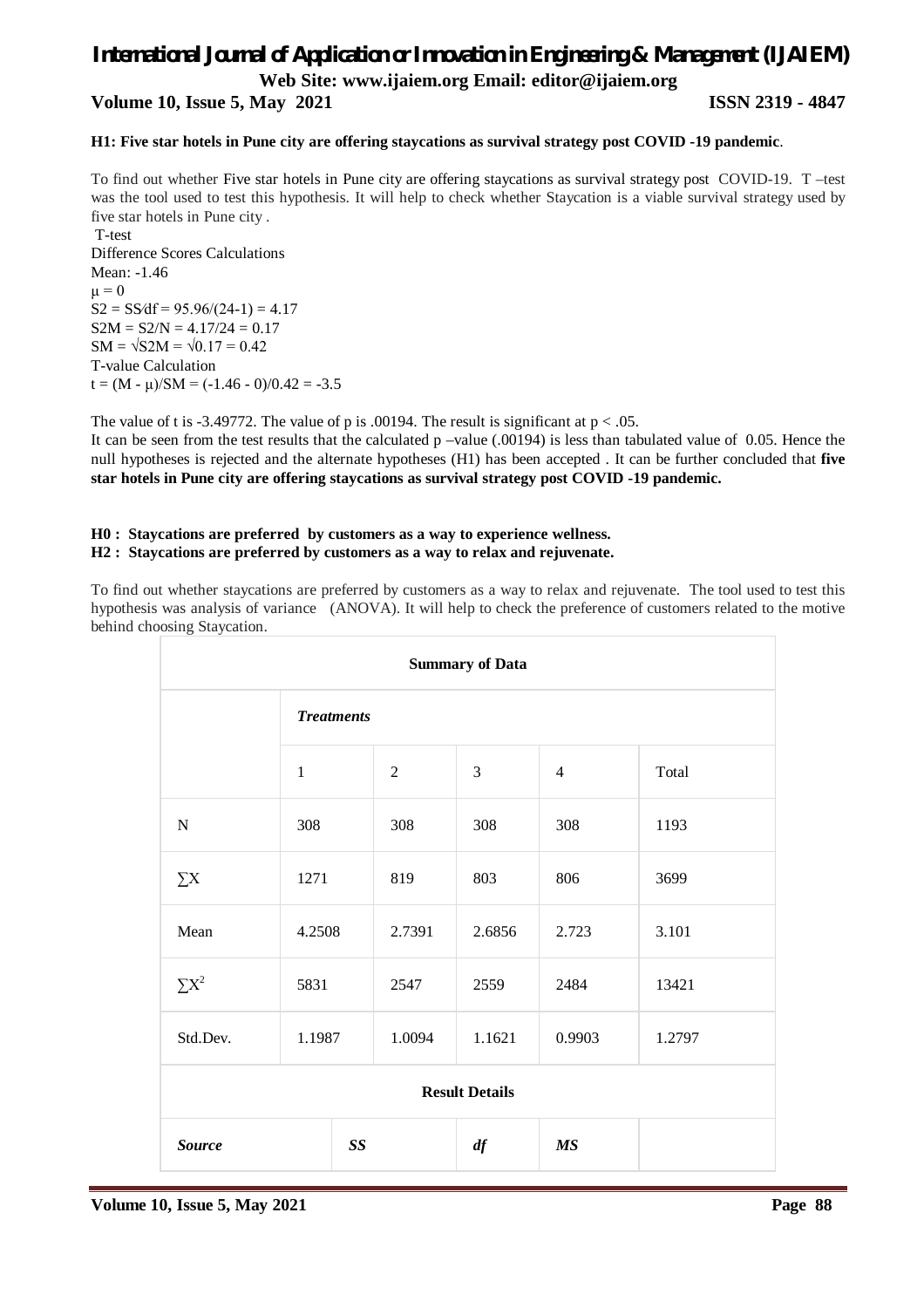**H1: Five star hotels in Pune city are offering staycations as survival strategy post COVID -19 pandemic**.

To find out whether Five star hotels in Pune city are offering staycations as survival strategy post COVID-19. T –test was the tool used to test this hypothesis. It will help to check whether Staycation is a viable survival strategy used by five star hotels in Pune city .

T-test

Difference Scores Calculations

Mean: -1.46

$\mu = 0$

$S2 = SS/df = 95.96/(24-1) = 4.17$

$S2M = S2/N = 4.17/24 = 0.17$

$SM = \sqrt{S2M} = \sqrt{0.17} = 0.42$

T-value Calculation

$t = (M - \mu)/SM = (-1.46 - 0)/0.42 = -3.5$

The value of t is -3.49772. The value of p is .00194. The result is significant at $p < .05$.

It can be seen from the test results that the calculated p –value (.00194) is less than tabulated value of 0.05. Hence the null hypotheses is rejected and the alternate hypotheses (H1) has been accepted . It can be further concluded that **five star hotels in Pune city are offering staycations as survival strategy post COVID -19 pandemic.**

**H0 : Staycations are preferred by customers as a way to experience wellness.**
**H2 : Staycations are preferred by customers as a way to relax and rejuvenate.**

To find out whether staycations are preferred by customers as a way to relax and rejuvenate. The tool used to test this hypothesis was analysis of variance (ANOVA). It will help to check the preference of customers related to the motive behind choosing Staycation.

| Summary of Data | | | | | |
|---|---|---|---|---|---|
| | ***Treatments*** | | | | |
| | 1 | 2 | 3 | 4 | Total |
| N | 308 | 308 | 308 | 308 | 1193 |
| $\sum X$ | 1271 | 819 | 803 | 806 | 3699 |
| Mean | 4.2508 | 2.7391 | 2.6856 | 2.723 | 3.101 |
| $\sum X^2$ | 5831 | 2547 | 2559 | 2484 | 13421 |
| Std.Dev. | 1.1987 | 1.0094 | 1.1621 | 0.9903 | 1.2797 |
| **Result Details** | | | | | |
| ***Source*** | ***SS*** | | ***df*** | ***MS*** | |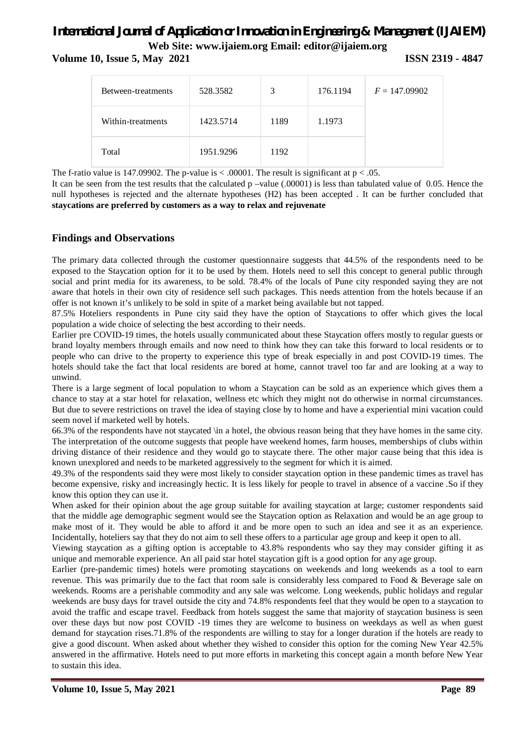| Between-treatments | 528.3582 | 3 | 176.1194 | $F = 147.09902$ |
|---|---|---|---|---|
| Within-treatments | 1423.5714 | 1189 | 1.1973 | |
| Total | 1951.9296 | 1192 | | |

The f-ratio value is 147.09902. The p-value is < .00001. The result is significant at $p < .05$.

It can be seen from the test results that the calculated p –value (.00001) is less than tabulated value of 0.05. Hence the null hypotheses is rejected and the alternate hypotheses (H2) has been accepted . It can be further concluded that **staycations are preferred by customers as a way to relax and rejuvenate**

## Findings and Observations

The primary data collected through the customer questionnaire suggests that 44.5% of the respondents need to be exposed to the Staycation option for it to be used by them. Hotels need to sell this concept to general public through social and print media for its awareness, to be sold. 78.4% of the locals of Pune city responded saying they are not aware that hotels in their own city of residence sell such packages. This needs attention from the hotels because if an offer is not known it's unlikely to be sold in spite of a market being available but not tapped.

87.5% Hoteliers respondents in Pune city said they have the option of Staycations to offer which gives the local population a wide choice of selecting the best according to their needs.

Earlier pre COVID-19 times, the hotels usually communicated about these Staycation offers mostly to regular guests or brand loyalty members through emails and now need to think how they can take this forward to local residents or to people who can drive to the property to experience this type of break especially in and post COVID-19 times. The hotels should take the fact that local residents are bored at home, cannot travel too far and are looking at a way to unwind.

There is a large segment of local population to whom a Staycation can be sold as an experience which gives them a chance to stay at a star hotel for relaxation, wellness etc which they might not do otherwise in normal circumstances. But due to severe restrictions on travel the idea of staying close by to home and have a experiential mini vacation could seem novel if marketed well by hotels.

66.3% of the respondents have not staycated \in a hotel, the obvious reason being that they have homes in the same city. The interpretation of the outcome suggests that people have weekend homes, farm houses, memberships of clubs within driving distance of their residence and they would go to staycate there. The other major cause being that this idea is known unexplored and needs to be marketed aggressively to the segment for which it is aimed.

49.3% of the respondents said they were most likely to consider staycation option in these pandemic times as travel has become expensive, risky and increasingly hectic. It is less likely for people to travel in absence of a vaccine .So if they know this option they can use it.

When asked for their opinion about the age group suitable for availing staycation at large; customer respondents said that the middle age demographic segment would see the Staycation option as Relaxation and would be an age group to make most of it. They would be able to afford it and be more open to such an idea and see it as an experience. Incidentally, hoteliers say that they do not aim to sell these offers to a particular age group and keep it open to all.

Viewing staycation as a gifting option is acceptable to 43.8% respondents who say they may consider gifting it as unique and memorable experience. An all paid star hotel staycation gift is a good option for any age group.

Earlier (pre-pandemic times) hotels were promoting staycations on weekends and long weekends as a tool to earn revenue. This was primarily due to the fact that room sale is considerably less compared to Food & Beverage sale on weekends. Rooms are a perishable commodity and any sale was welcome. Long weekends, public holidays and regular weekends are busy days for travel outside the city and 74.8% respondents feel that they would be open to a staycation to avoid the traffic and escape travel. Feedback from hotels suggest the same that majority of staycation business is seen over these days but now post COVID -19 times they are welcome to business on weekdays as well as when guest demand for staycation rises.71.8% of the respondents are willing to stay for a longer duration if the hotels are ready to give a good discount. When asked about whether they wished to consider this option for the coming New Year 42.5% answered in the affirmative. Hotels need to put more efforts in marketing this concept again a month before New Year to sustain this idea.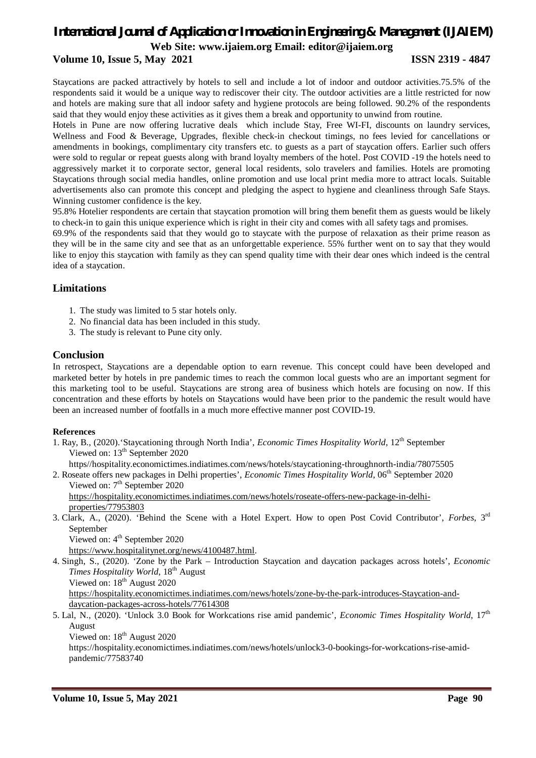Staycations are packed attractively by hotels to sell and include a lot of indoor and outdoor activities.75.5% of the respondents said it would be a unique way to rediscover their city. The outdoor activities are a little restricted for now and hotels are making sure that all indoor safety and hygiene protocols are being followed. 90.2% of the respondents said that they would enjoy these activities as it gives them a break and opportunity to unwind from routine.

Hotels in Pune are now offering lucrative deals which include Stay, Free WI-FI, discounts on laundry services, Wellness and Food & Beverage, Upgrades, flexible check-in checkout timings, no fees levied for cancellations or amendments in bookings, complimentary city transfers etc. to guests as a part of staycation offers. Earlier such offers were sold to regular or repeat guests along with brand loyalty members of the hotel. Post COVID -19 the hotels need to aggressively market it to corporate sector, general local residents, solo travelers and families. Hotels are promoting Staycations through social media handles, online promotion and use local print media more to attract locals. Suitable advertisements also can promote this concept and pledging the aspect to hygiene and cleanliness through Safe Stays. Winning customer confidence is the key.

95.8% Hotelier respondents are certain that staycation promotion will bring them benefit them as guests would be likely to check-in to gain this unique experience which is right in their city and comes with all safety tags and promises.

69.9% of the respondents said that they would go to staycate with the purpose of relaxation as their prime reason as they will be in the same city and see that as an unforgettable experience. 55% further went on to say that they would like to enjoy this staycation with family as they can spend quality time with their dear ones which indeed is the central idea of a staycation.

## Limitations

1. The study was limited to 5 star hotels only.
2. No financial data has been included in this study.
3. The study is relevant to Pune city only.

## Conclusion

In retrospect, Staycations are a dependable option to earn revenue. This concept could have been developed and marketed better by hotels in pre pandemic times to reach the common local guests who are an important segment for this marketing tool to be useful. Staycations are strong area of business which hotels are focusing on now. If this concentration and these efforts by hotels on Staycations would have been prior to the pandemic the result would have been an increased number of footfalls in a much more effective manner post COVID-19.

**References**

1. Ray, B., (2020).'Staycationing through North India', *Economic Times Hospitality World*, 12th September  
   Viewed on: 13th September 2020  
   https//hospitality.economictimes.indiatimes.com/news/hotels/staycationing-throughnorth-india/78075505
2. Roseate offers new packages in Delhi properties', *Economic Times Hospitality World*, 06th September 2020  
   Viewed on: 7th September 2020  
   https://hospitality.economictimes.indiatimes.com/news/hotels/roseate-offers-new-package-in-delhi-properties/77953803
3. Clark, A., (2020). 'Behind the Scene with a Hotel Expert. How to open Post Covid Contributor', *Forbes*, 3rd September  
   Viewed on: 4th September 2020  
   https://www.hospitalitynet.org/news/4100487.html.
4. Singh, S., (2020). 'Zone by the Park – Introduction Staycation and daycation packages across hotels', *Economic Times Hospitality World*, 18th August  
   Viewed on: 18th August 2020  
   https://hospitality.economictimes.indiatimes.com/news/hotels/zone-by-the-park-introduces-Staycation-and-daycation-packages-across-hotels/77614308
5. Lal, N., (2020). 'Unlock 3.0 Book for Workcations rise amid pandemic', *Economic Times Hospitality World*, 17th August  
   Viewed on: 18th August 2020  
   https://hospitality.economictimes.indiatimes.com/news/hotels/unlock3-0-bookings-for-workcations-rise-amid-pandemic/77583740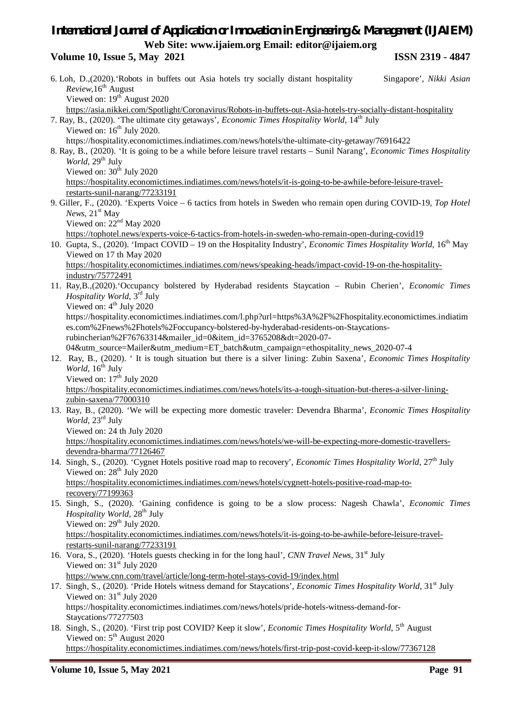6. Loh, D.,(2020).'Robots in buffets out Asia hotels try socially distant hospitality Singapore', *Nikki Asian Review*,16th August
   Viewed on: 19th August 2020
   https://asia.nikkei.com/Spotlight/Coronavirus/Robots-in-buffets-out-Asia-hotels-try-socially-distant-hospitality
7. Ray, B., (2020). 'The ultimate city getaways', *Economic Times Hospitality World*, 14th July
   Viewed on: 16th July 2020.
   https://hospitality.economictimes.indiatimes.com/news/hotels/the-ultimate-city-getaway/76916422
8. Ray, B., (2020). 'It is going to be a while before leisure travel restarts – Sunil Narang', *Economic Times Hospitality World*, 29th July
   Viewed on: 30th July 2020
   https://hospitality.economictimes.indiatimes.com/news/hotels/it-is-going-to-be-awhile-before-leisure-travel-restarts-sunil-narang/77233191
9. Giller, F., (2020). 'Experts Voice – 6 tactics from hotels in Sweden who remain open during COVID-19, *Top Hotel News*, 21st May
   Viewed on: 22nd May 2020
   https://tophotel.news/experts-voice-6-tactics-from-hotels-in-sweden-who-remain-open-during-covid19
10. Gupta, S., (2020). 'Impact COVID – 19 on the Hospitality Industry', *Economic Times Hospitality World*, 16th May
    Viewed on 17 th May 2020
    https://hospitality.economictimes.indiatimes.com/news/speaking-heads/impact-covid-19-on-the-hospitality-industry/75772491
11. Ray,B.,(2020).'Occupancy bolstered by Hyderabad residents Staycation – Rubin Cherien', *Economic Times Hospitality World*, 3rd July
    Viewed on: 4th July 2020
    https://hospitality.economictimes.indiatimes.com/l.php?url=https%3A%2F%2Fhospitality.economictimes.indiatimes.com%2Fnews%2Fhotels%2Foccupancy-bolstered-by-hyderabad-residents-on-Staycations-rubincherian%2F76763314&mailer_id=0&item_id=3765208&dt=2020-07-04&utm_source=Mailer&utm_medium=ET_batch&utm_campaign=ethospitality_news_2020-07-4
12. Ray, B., (2020). ' It is tough situation but there is a silver lining: Zubin Saxena', *Economic Times Hospitality World*, 16th July
    Viewed on: 17th July 2020
    https://hospitality.economictimes.indiatimes.com/news/hotels/its-a-tough-situation-but-theres-a-silver-lining-zubin-saxena/77000310
13. Ray, B., (2020). 'We will be expecting more domestic traveler: Devendra Bharma', *Economic Times Hospitality World*, 23rd July
    Viewed on: 24 th July 2020
    https://hospitality.economictimes.indiatimes.com/news/hotels/we-will-be-expecting-more-domestic-travellers-devendra-bharma/77126467
14. Singh, S., (2020). 'Cygnet Hotels positive road map to recovery', *Economic Times Hospitality World*, 27th July
    Viewed on: 28th July 2020
    https://hospitality.economictimes.indiatimes.com/news/hotels/cygnett-hotels-positive-road-map-to-recovery/77199363
15. Singh, S., (2020). 'Gaining confidence is going to be a slow process: Nagesh Chawla', *Economic Times Hospitality World*, 28th July
    Viewed on: 29th July 2020.
    https://hospitality.economictimes.indiatimes.com/news/hotels/it-is-going-to-be-awhile-before-leisure-travel-restarts-sunil-narang/77233191
16. Vora, S., (2020). 'Hotels guests checking in for the long haul', *CNN Travel News*, 31st July
    Viewed on: 31st July 2020
    https://www.cnn.com/travel/article/long-term-hotel-stays-covid-19/index.html
17. Singh, S., (2020). 'Pride Hotels witness demand for Staycations', *Economic Times Hospitality World*, 31st July
    Viewed on: 31st July 2020
    https://hospitality.economictimes.indiatimes.com/news/hotels/pride-hotels-witness-demand-for-Staycations/77277503
18. Singh, S., (2020). 'First trip post COVID? Keep it slow', *Economic Times Hospitality World*, 5th August
    Viewed on: 5th August 2020
    https://hospitality.economictimes.indiatimes.com/news/hotels/first-trip-post-covid-keep-it-slow/77367128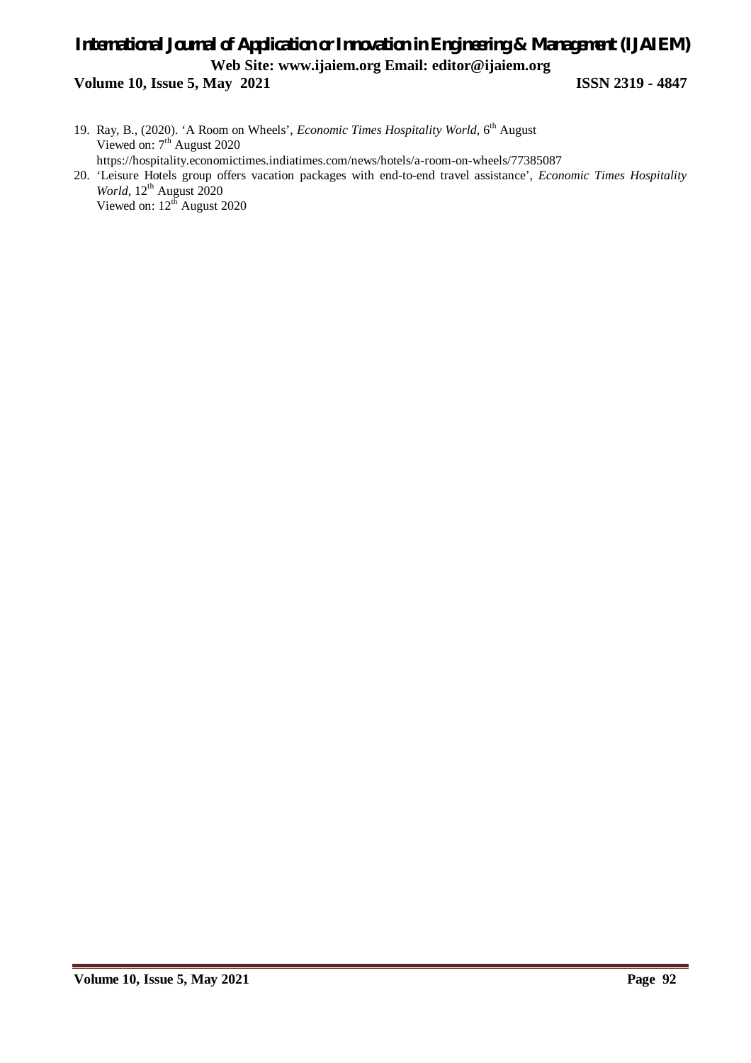19. Ray, B., (2020). 'A Room on Wheels', *Economic Times Hospitality World*, 6th August
    Viewed on: 7th August 2020
    https://hospitality.economictimes.indiatimes.com/news/hotels/a-room-on-wheels/77385087
20. 'Leisure Hotels group offers vacation packages with end-to-end travel assistance', *Economic Times Hospitality World*, 12th August 2020
    Viewed on: 12th August 2020